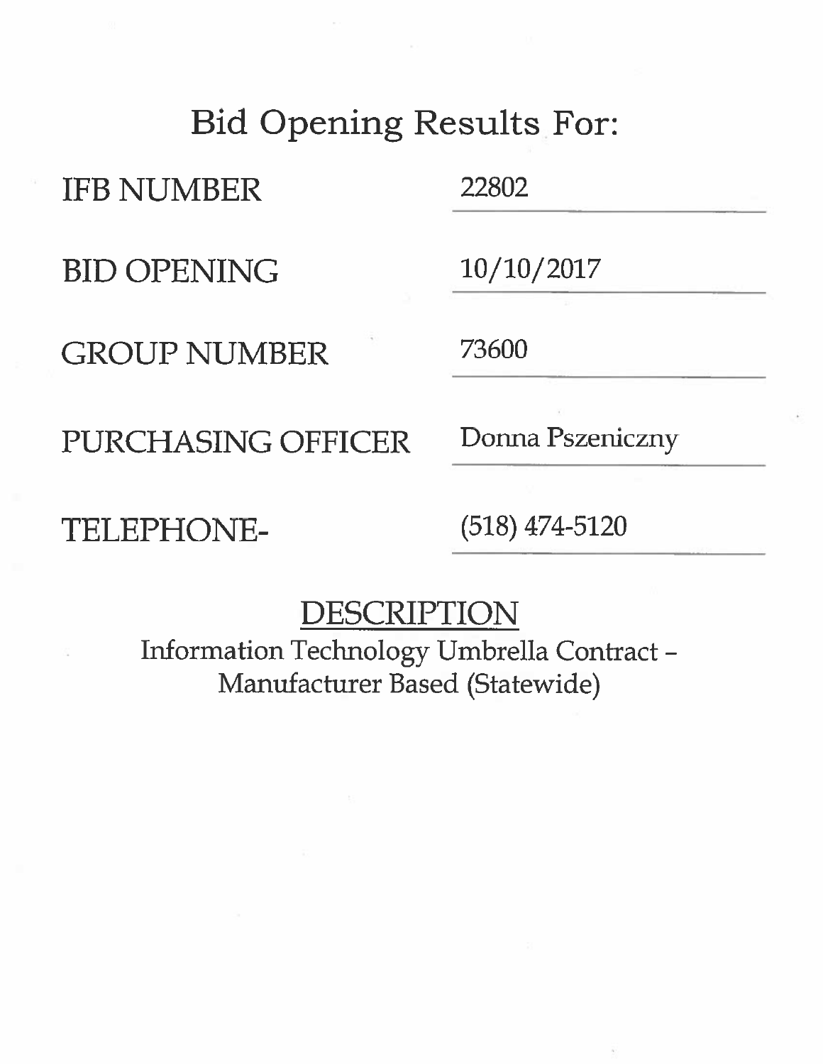# Bid Opening Results For:

| | |
|---|---|
| IFB NUMBER | 22802 |
| BID OPENING | 10/10/2017 |
| GROUP NUMBER | 73600 |
| PURCHASING OFFICER | Donna Pszeniczny |
| TELEPHONE- | (518) 474-5120 |

## DESCRIPTION

Information Technology Umbrella Contract – Manufacturer Based (Statewide)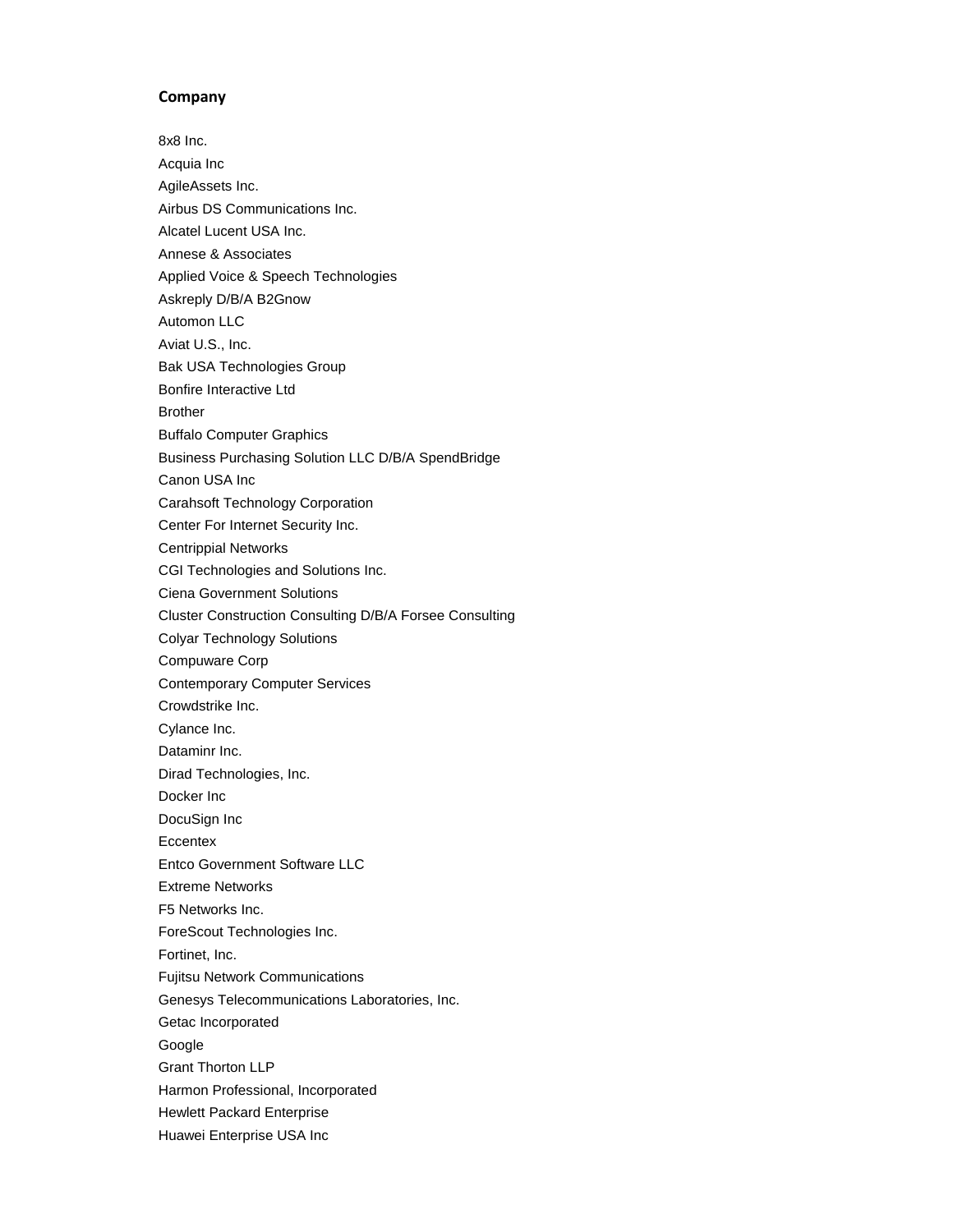**Company**

8x8 Inc.
Acquia Inc
AgileAssets Inc.
Airbus DS Communications Inc.
Alcatel Lucent USA Inc.
Annese & Associates
Applied Voice & Speech Technologies
Askreply D/B/A B2Gnow
Automon LLC
Aviat U.S., Inc.
Bak USA Technologies Group
Bonfire Interactive Ltd
Brother
Buffalo Computer Graphics
Business Purchasing Solution LLC D/B/A SpendBridge
Canon USA Inc
Carahsoft Technology Corporation
Center For Internet Security Inc.
Centrippial Networks
CGI Technologies and Solutions Inc.
Ciena Government Solutions
Cluster Construction Consulting D/B/A Forsee Consulting
Colyar Technology Solutions
Compuware Corp
Contemporary Computer Services
Crowdstrike Inc.
Cylance Inc.
Dataminr Inc.
Dirad Technologies, Inc.
Docker Inc
DocuSign Inc
Eccentex
Entco Government Software LLC
Extreme Networks
F5 Networks Inc.
ForeScout Technologies Inc.
Fortinet, Inc.
Fujitsu Network Communications
Genesys Telecommunications Laboratories, Inc.
Getac Incorporated
Google
Grant Thorton LLP
Harmon Professional, Incorporated
Hewlett Packard Enterprise
Huawei Enterprise USA Inc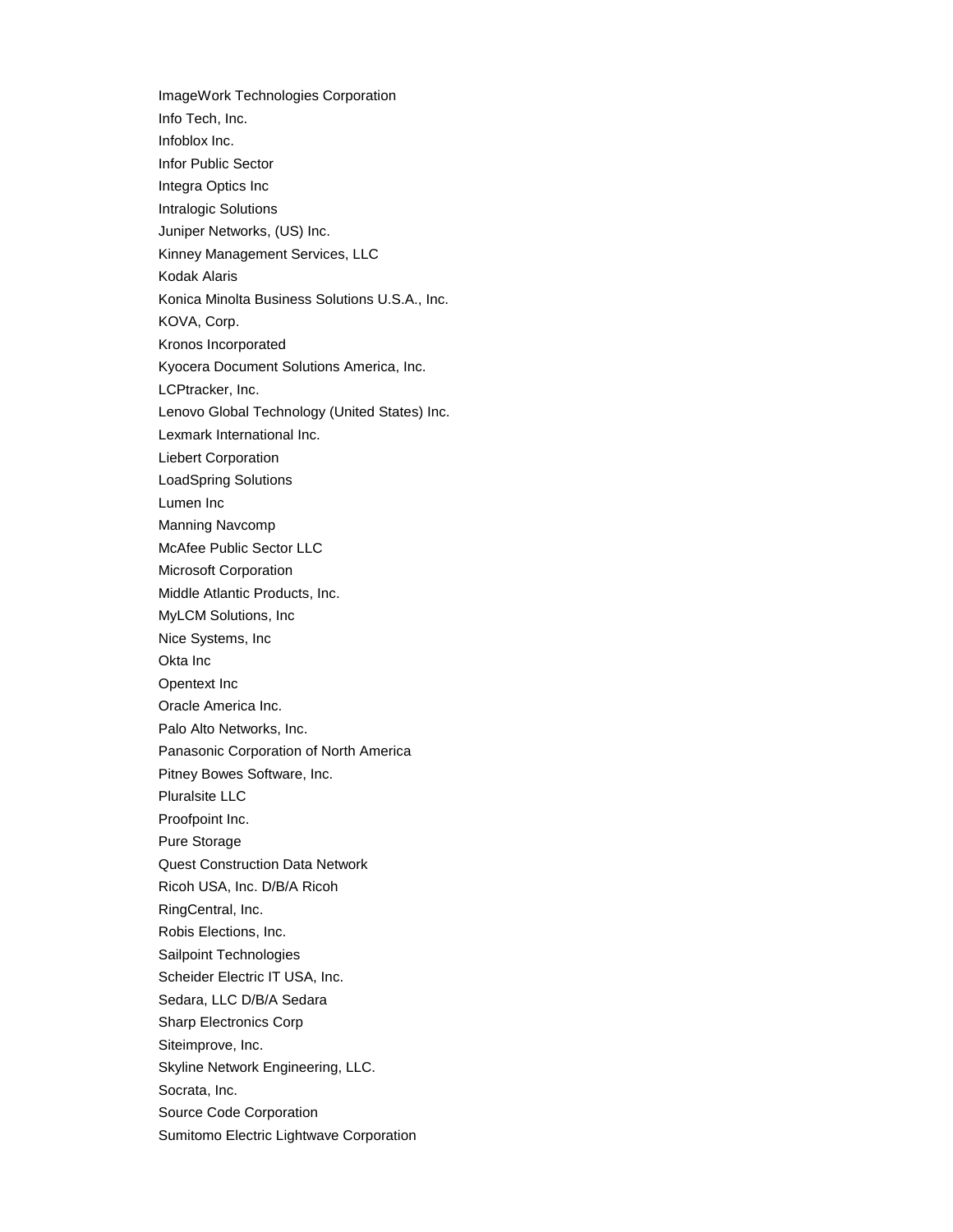ImageWork Technologies Corporation

Info Tech, Inc.

Infoblox Inc.

Infor Public Sector

Integra Optics Inc

Intralogic Solutions

Juniper Networks, (US) Inc.

Kinney Management Services, LLC

Kodak Alaris

Konica Minolta Business Solutions U.S.A., Inc.

KOVA, Corp.

Kronos Incorporated

Kyocera Document Solutions America, Inc.

LCPtracker, Inc.

Lenovo Global Technology (United States) Inc.

Lexmark International Inc.

Liebert Corporation

LoadSpring Solutions

Lumen Inc

Manning Navcomp

McAfee Public Sector LLC

Microsoft Corporation

Middle Atlantic Products, Inc.

MyLCM Solutions, Inc

Nice Systems, Inc

Okta Inc

Opentext Inc

Oracle America Inc.

Palo Alto Networks, Inc.

Panasonic Corporation of North America

Pitney Bowes Software, Inc.

Pluralsite LLC

Proofpoint Inc.

Pure Storage

Quest Construction Data Network

Ricoh USA, Inc. D/B/A Ricoh

RingCentral, Inc.

Robis Elections, Inc.

Sailpoint Technologies

Scheider Electric IT USA, Inc.

Sedara, LLC D/B/A Sedara

Sharp Electronics Corp

Siteimprove, Inc.

Skyline Network Engineering, LLC.

Socrata, Inc.

Source Code Corporation

Sumitomo Electric Lightwave Corporation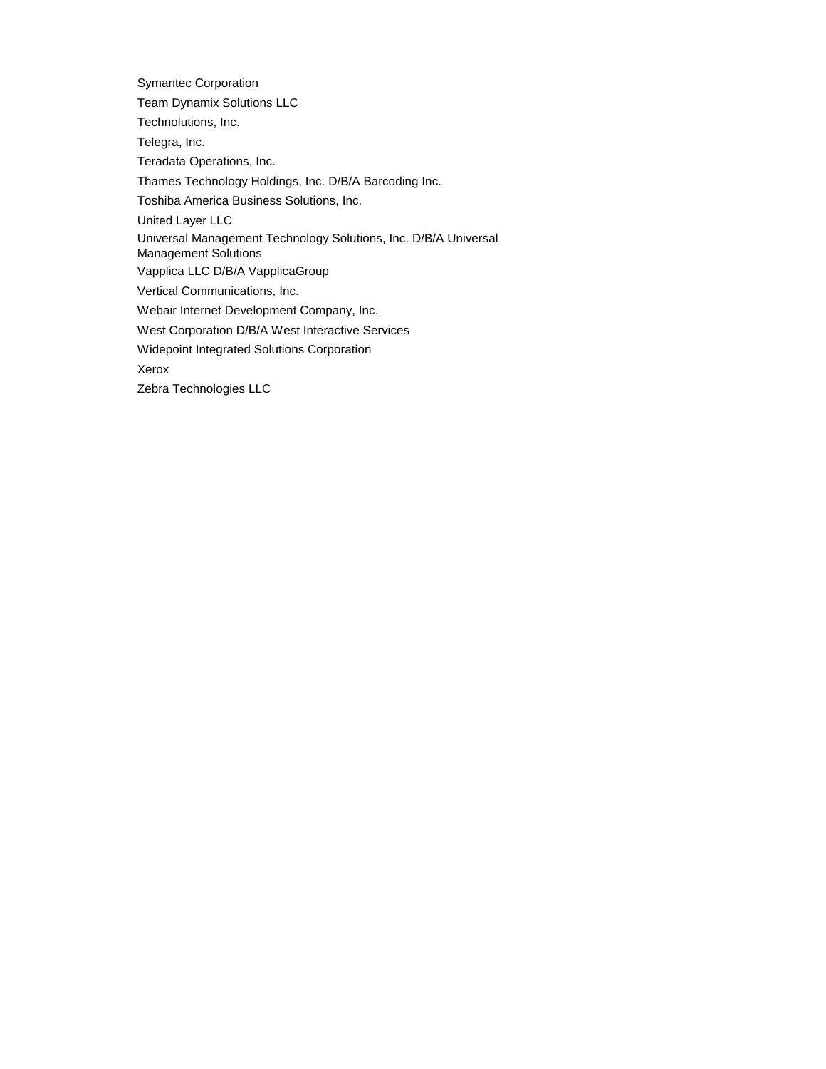Symantec Corporation

Team Dynamix Solutions LLC

Technolutions, Inc.

Telegra, Inc.

Teradata Operations, Inc.

Thames Technology Holdings, Inc. D/B/A Barcoding Inc.

Toshiba America Business Solutions, Inc.

United Layer LLC

Universal Management Technology Solutions, Inc. D/B/A Universal Management Solutions

Vapplica LLC D/B/A VapplicaGroup

Vertical Communications, Inc.

Webair Internet Development Company, Inc.

West Corporation D/B/A West Interactive Services

Widepoint Integrated Solutions Corporation

Xerox

Zebra Technologies LLC